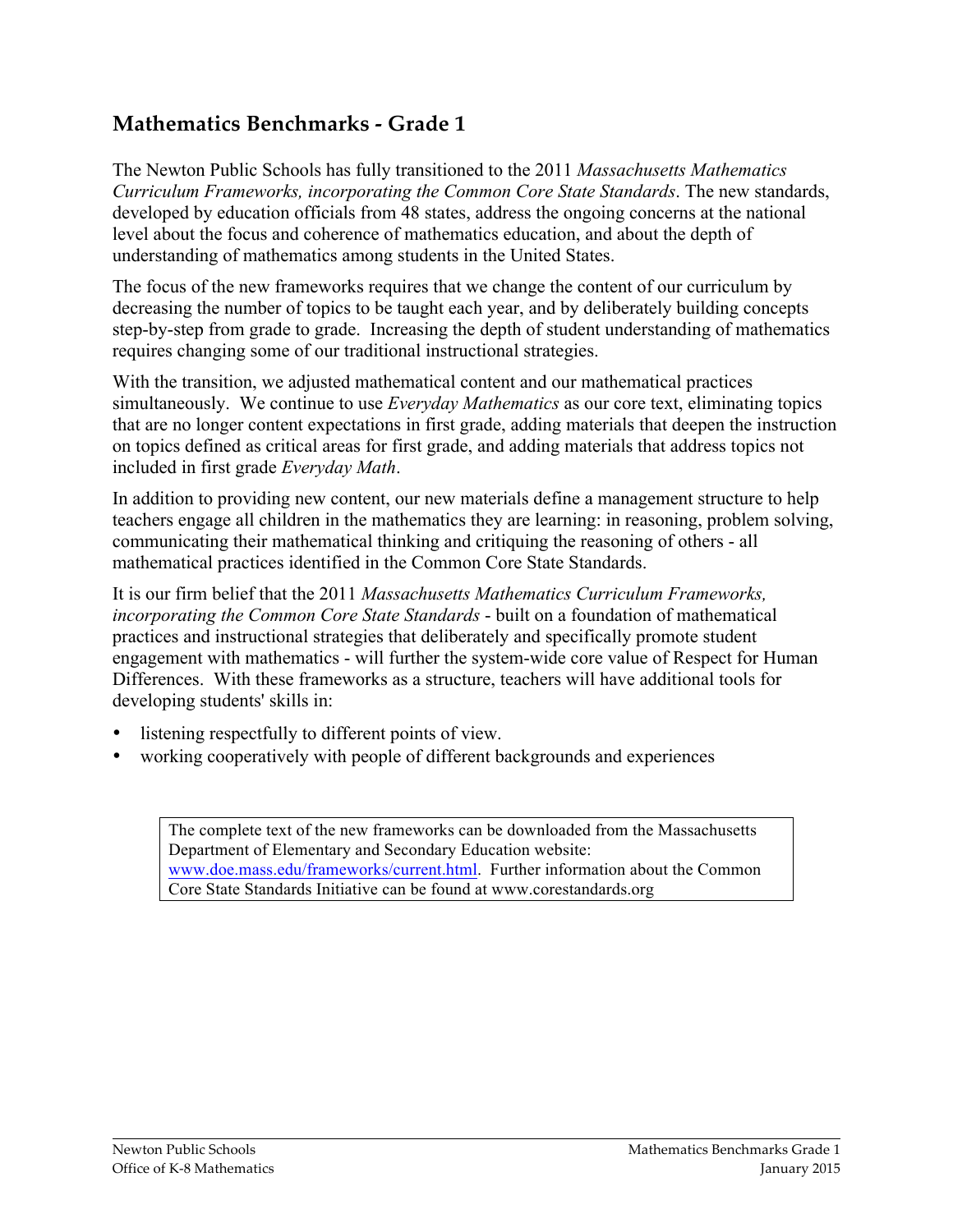## Mathematics Benchmarks - Grade 1

The Newton Public Schools has fully transitioned to the 2011 *Massachusetts Mathematics Curriculum Frameworks, incorporating the Common Core State Standards*. The new standards, developed by education officials from 48 states, address the ongoing concerns at the national level about the focus and coherence of mathematics education, and about the depth of understanding of mathematics among students in the United States.

The focus of the new frameworks requires that we change the content of our curriculum by decreasing the number of topics to be taught each year, and by deliberately building concepts step-by-step from grade to grade. Increasing the depth of student understanding of mathematics requires changing some of our traditional instructional strategies.

With the transition, we adjusted mathematical content and our mathematical practices simultaneously. We continue to use *Everyday Mathematics* as our core text, eliminating topics that are no longer content expectations in first grade, adding materials that deepen the instruction on topics defined as critical areas for first grade, and adding materials that address topics not included in first grade *Everyday Math*.

In addition to providing new content, our new materials define a management structure to help teachers engage all children in the mathematics they are learning: in reasoning, problem solving, communicating their mathematical thinking and critiquing the reasoning of others - all mathematical practices identified in the Common Core State Standards.

It is our firm belief that the 2011 *Massachusetts Mathematics Curriculum Frameworks, incorporating the Common Core State Standards* - built on a foundation of mathematical practices and instructional strategies that deliberately and specifically promote student engagement with mathematics - will further the system-wide core value of Respect for Human Differences. With these frameworks as a structure, teachers will have additional tools for developing students' skills in:

- listening respectfully to different points of view.
- working cooperatively with people of different backgrounds and experiences

> The complete text of the new frameworks can be downloaded from the Massachusetts Department of Elementary and Secondary Education website: [www.doe.mass.edu/frameworks/current.html](http://www.doe.mass.edu/frameworks/current.html). Further information about the Common Core State Standards Initiative can be found at www.corestandards.org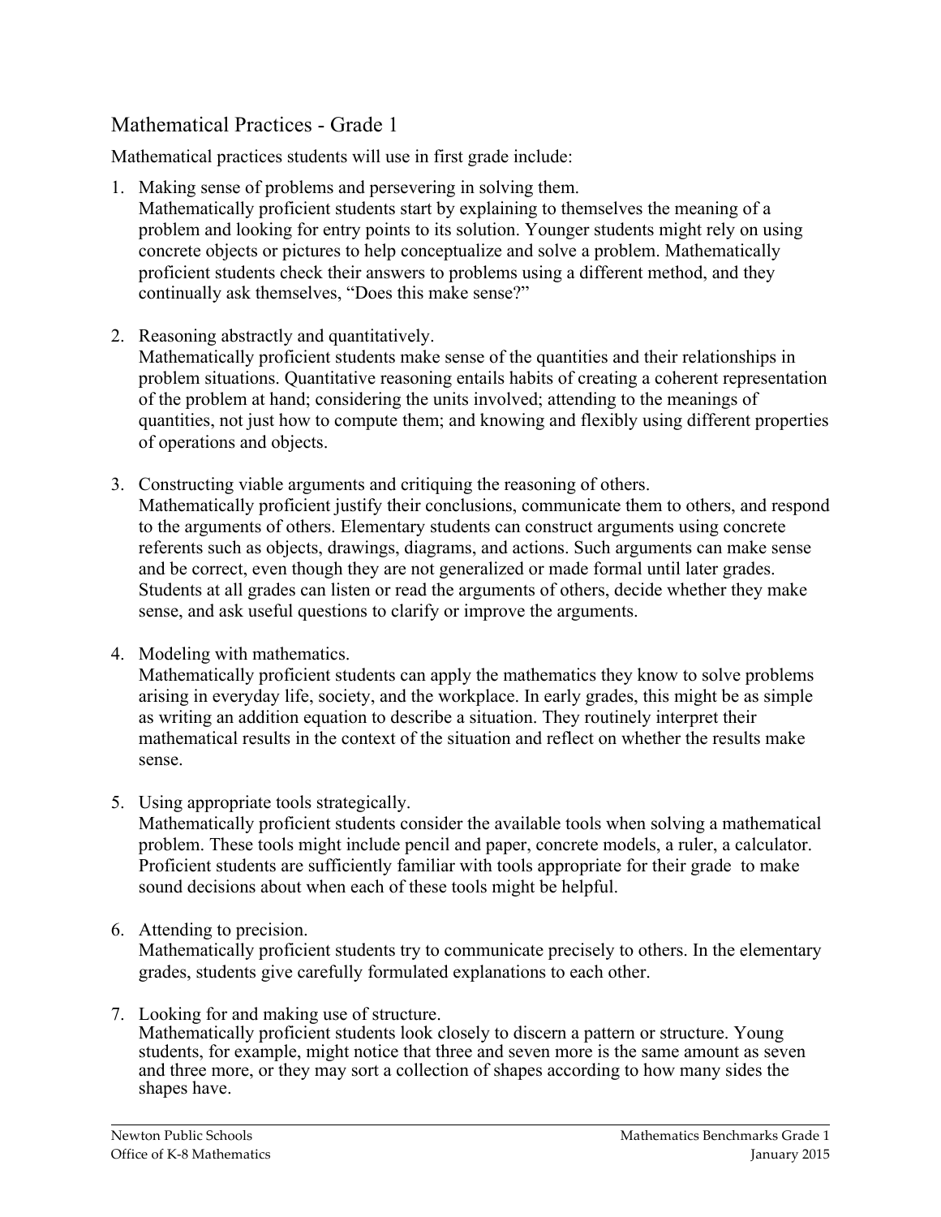## Mathematical Practices - Grade 1

Mathematical practices students will use in first grade include:

1. Making sense of problems and persevering in solving them.
   Mathematically proficient students start by explaining to themselves the meaning of a problem and looking for entry points to its solution. Younger students might rely on using concrete objects or pictures to help conceptualize and solve a problem. Mathematically proficient students check their answers to problems using a different method, and they continually ask themselves, "Does this make sense?"

2. Reasoning abstractly and quantitatively.
   Mathematically proficient students make sense of the quantities and their relationships in problem situations. Quantitative reasoning entails habits of creating a coherent representation of the problem at hand; considering the units involved; attending to the meanings of quantities, not just how to compute them; and knowing and flexibly using different properties of operations and objects.

3. Constructing viable arguments and critiquing the reasoning of others.
   Mathematically proficient justify their conclusions, communicate them to others, and respond to the arguments of others. Elementary students can construct arguments using concrete referents such as objects, drawings, diagrams, and actions. Such arguments can make sense and be correct, even though they are not generalized or made formal until later grades. Students at all grades can listen or read the arguments of others, decide whether they make sense, and ask useful questions to clarify or improve the arguments.

4. Modeling with mathematics.
   Mathematically proficient students can apply the mathematics they know to solve problems arising in everyday life, society, and the workplace. In early grades, this might be as simple as writing an addition equation to describe a situation. They routinely interpret their mathematical results in the context of the situation and reflect on whether the results make sense.

5. Using appropriate tools strategically.
   Mathematically proficient students consider the available tools when solving a mathematical problem. These tools might include pencil and paper, concrete models, a ruler, a calculator. Proficient students are sufficiently familiar with tools appropriate for their grade to make sound decisions about when each of these tools might be helpful.

6. Attending to precision.
   Mathematically proficient students try to communicate precisely to others. In the elementary grades, students give carefully formulated explanations to each other.

7. Looking for and making use of structure.
   Mathematically proficient students look closely to discern a pattern or structure. Young students, for example, might notice that three and seven more is the same amount as seven and three more, or they may sort a collection of shapes according to how many sides the shapes have.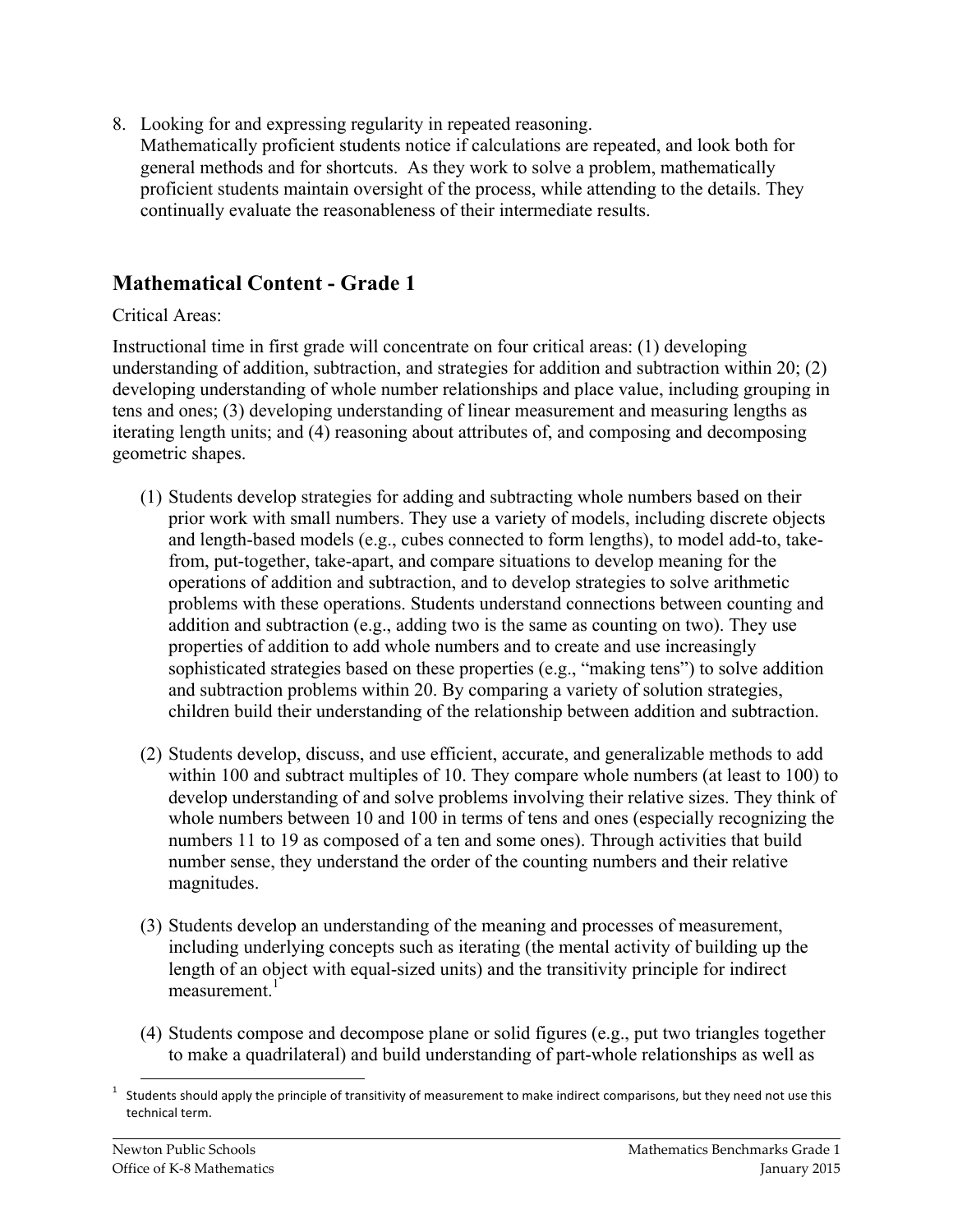8. Looking for and expressing regularity in repeated reasoning.
   Mathematically proficient students notice if calculations are repeated, and look both for general methods and for shortcuts. As they work to solve a problem, mathematically proficient students maintain oversight of the process, while attending to the details. They continually evaluate the reasonableness of their intermediate results.

## Mathematical Content - Grade 1

Critical Areas:

Instructional time in first grade will concentrate on four critical areas: (1) developing understanding of addition, subtraction, and strategies for addition and subtraction within 20; (2) developing understanding of whole number relationships and place value, including grouping in tens and ones; (3) developing understanding of linear measurement and measuring lengths as iterating length units; and (4) reasoning about attributes of, and composing and decomposing geometric shapes.

(1) Students develop strategies for adding and subtracting whole numbers based on their prior work with small numbers. They use a variety of models, including discrete objects and length-based models (e.g., cubes connected to form lengths), to model add-to, take-from, put-together, take-apart, and compare situations to develop meaning for the operations of addition and subtraction, and to develop strategies to solve arithmetic problems with these operations. Students understand connections between counting and addition and subtraction (e.g., adding two is the same as counting on two). They use properties of addition to add whole numbers and to create and use increasingly sophisticated strategies based on these properties (e.g., "making tens") to solve addition and subtraction problems within 20. By comparing a variety of solution strategies, children build their understanding of the relationship between addition and subtraction.

(2) Students develop, discuss, and use efficient, accurate, and generalizable methods to add within 100 and subtract multiples of 10. They compare whole numbers (at least to 100) to develop understanding of and solve problems involving their relative sizes. They think of whole numbers between 10 and 100 in terms of tens and ones (especially recognizing the numbers 11 to 19 as composed of a ten and some ones). Through activities that build number sense, they understand the order of the counting numbers and their relative magnitudes.

(3) Students develop an understanding of the meaning and processes of measurement, including underlying concepts such as iterating (the mental activity of building up the length of an object with equal-sized units) and the transitivity principle for indirect measurement.[1]

(4) Students compose and decompose plane or solid figures (e.g., put two triangles together to make a quadrilateral) and build understanding of part-whole relationships as well as

[1] Students should apply the principle of transitivity of measurement to make indirect comparisons, but they need not use this technical term.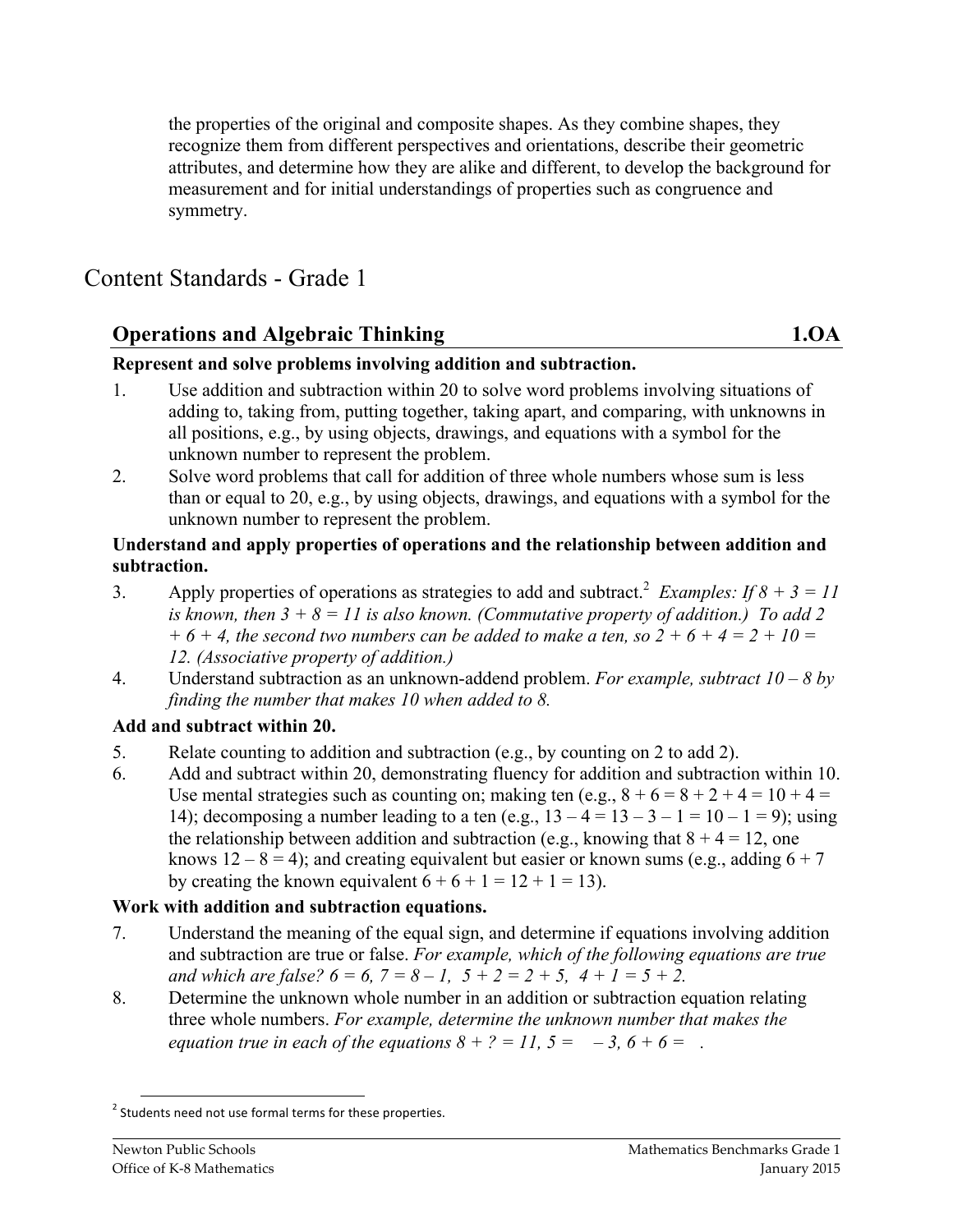the properties of the original and composite shapes. As they combine shapes, they recognize them from different perspectives and orientations, describe their geometric attributes, and determine how they are alike and different, to develop the background for measurement and for initial understandings of properties such as congruence and symmetry.

# Content Standards - Grade 1

## Operations and Algebraic Thinking — 1.OA

**Represent and solve problems involving addition and subtraction.**

1. Use addition and subtraction within 20 to solve word problems involving situations of adding to, taking from, putting together, taking apart, and comparing, with unknowns in all positions, e.g., by using objects, drawings, and equations with a symbol for the unknown number to represent the problem.
2. Solve word problems that call for addition of three whole numbers whose sum is less than or equal to 20, e.g., by using objects, drawings, and equations with a symbol for the unknown number to represent the problem.

**Understand and apply properties of operations and the relationship between addition and subtraction.**

3. Apply properties of operations as strategies to add and subtract.[2] *Examples: If $8 + 3 = 11$ is known, then $3 + 8 = 11$ is also known. (Commutative property of addition.) To add $2 + 6 + 4$, the second two numbers can be added to make a ten, so $2 + 6 + 4 = 2 + 10 = 12$. (Associative property of addition.)*
4. Understand subtraction as an unknown-addend problem. *For example, subtract $10 – 8$ by finding the number that makes 10 when added to 8.*

**Add and subtract within 20.**

5. Relate counting to addition and subtraction (e.g., by counting on 2 to add 2).
6. Add and subtract within 20, demonstrating fluency for addition and subtraction within 10. Use mental strategies such as counting on; making ten (e.g., $8 + 6 = 8 + 2 + 4 = 10 + 4 = 14$); decomposing a number leading to a ten (e.g., $13 – 4 = 13 – 3 – 1 = 10 – 1 = 9$); using the relationship between addition and subtraction (e.g., knowing that $8 + 4 = 12$, one knows $12 – 8 = 4$); and creating equivalent but easier or known sums (e.g., adding $6 + 7$ by creating the known equivalent $6 + 6 + 1 = 12 + 1 = 13$).

**Work with addition and subtraction equations.**

7. Understand the meaning of the equal sign, and determine if equations involving addition and subtraction are true or false. *For example, which of the following equations are true and which are false? $6 = 6$, $7 = 8 – 1$, $5 + 2 = 2 + 5$, $4 + 1 = 5 + 2$.*
8. Determine the unknown whole number in an addition or subtraction equation relating three whole numbers. *For example, determine the unknown number that makes the equation true in each of the equations $8 + ? = 11$, $5 = \quad – 3$, $6 + 6 = \quad$.*

---

[2] Students need not use formal terms for these properties.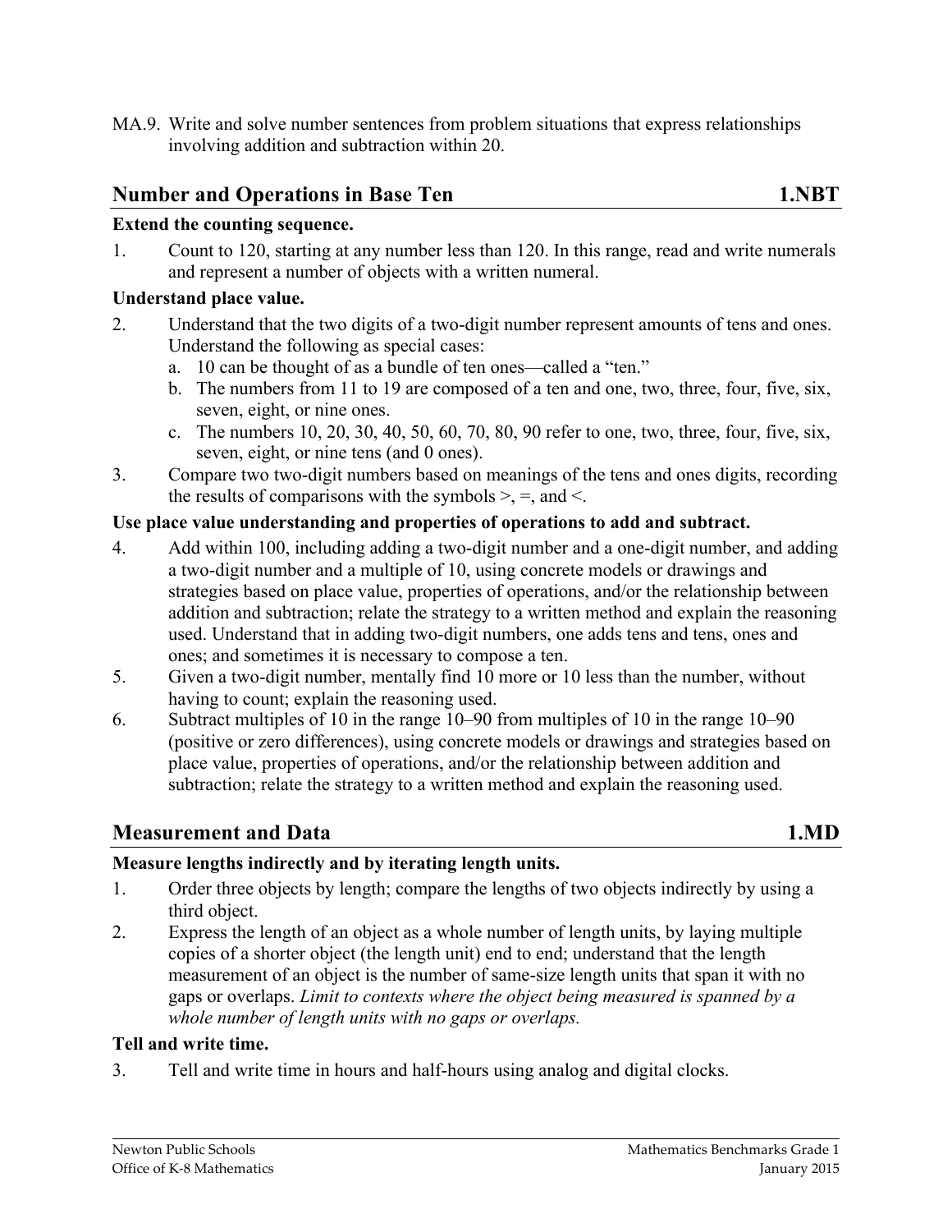MA.9. Write and solve number sentences from problem situations that express relationships involving addition and subtraction within 20.

## Number and Operations in Base Ten 1.NBT

**Extend the counting sequence.**

1. Count to 120, starting at any number less than 120. In this range, read and write numerals and represent a number of objects with a written numeral.

**Understand place value.**

2. Understand that the two digits of a two-digit number represent amounts of tens and ones. Understand the following as special cases:
   a. 10 can be thought of as a bundle of ten ones—called a "ten."
   b. The numbers from 11 to 19 are composed of a ten and one, two, three, four, five, six, seven, eight, or nine ones.
   c. The numbers 10, 20, 30, 40, 50, 60, 70, 80, 90 refer to one, two, three, four, five, six, seven, eight, or nine tens (and 0 ones).
3. Compare two two-digit numbers based on meanings of the tens and ones digits, recording the results of comparisons with the symbols >, =, and <.

**Use place value understanding and properties of operations to add and subtract.**

4. Add within 100, including adding a two-digit number and a one-digit number, and adding a two-digit number and a multiple of 10, using concrete models or drawings and strategies based on place value, properties of operations, and/or the relationship between addition and subtraction; relate the strategy to a written method and explain the reasoning used. Understand that in adding two-digit numbers, one adds tens and tens, ones and ones; and sometimes it is necessary to compose a ten.
5. Given a two-digit number, mentally find 10 more or 10 less than the number, without having to count; explain the reasoning used.
6. Subtract multiples of 10 in the range 10–90 from multiples of 10 in the range 10–90 (positive or zero differences), using concrete models or drawings and strategies based on place value, properties of operations, and/or the relationship between addition and subtraction; relate the strategy to a written method and explain the reasoning used.

## Measurement and Data 1.MD

**Measure lengths indirectly and by iterating length units.**

1. Order three objects by length; compare the lengths of two objects indirectly by using a third object.
2. Express the length of an object as a whole number of length units, by laying multiple copies of a shorter object (the length unit) end to end; understand that the length measurement of an object is the number of same-size length units that span it with no gaps or overlaps. *Limit to contexts where the object being measured is spanned by a whole number of length units with no gaps or overlaps.*

**Tell and write time.**

3. Tell and write time in hours and half-hours using analog and digital clocks.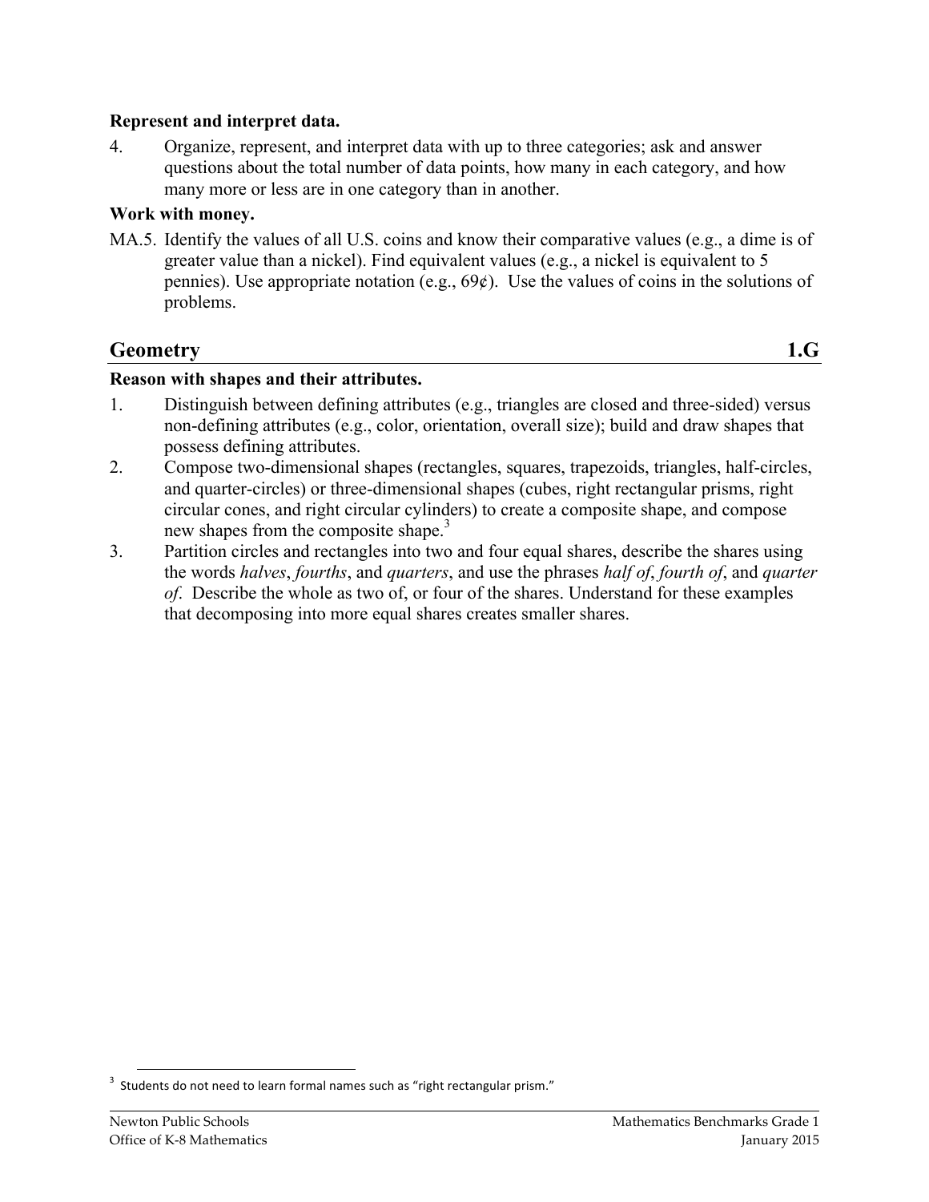**Represent and interpret data.**

4. Organize, represent, and interpret data with up to three categories; ask and answer questions about the total number of data points, how many in each category, and how many more or less are in one category than in another.

**Work with money.**

MA.5. Identify the values of all U.S. coins and know their comparative values (e.g., a dime is of greater value than a nickel). Find equivalent values (e.g., a nickel is equivalent to 5 pennies). Use appropriate notation (e.g., 69¢). Use the values of coins in the solutions of problems.

## Geometry 1.G

**Reason with shapes and their attributes.**

1. Distinguish between defining attributes (e.g., triangles are closed and three-sided) versus non-defining attributes (e.g., color, orientation, overall size); build and draw shapes that possess defining attributes.
2. Compose two-dimensional shapes (rectangles, squares, trapezoids, triangles, half-circles, and quarter-circles) or three-dimensional shapes (cubes, right rectangular prisms, right circular cones, and right circular cylinders) to create a composite shape, and compose new shapes from the composite shape.[3]
3. Partition circles and rectangles into two and four equal shares, describe the shares using the words *halves*, *fourths*, and *quarters*, and use the phrases *half of*, *fourth of*, and *quarter of*. Describe the whole as two of, or four of the shares. Understand for these examples that decomposing into more equal shares creates smaller shares.

[3] Students do not need to learn formal names such as "right rectangular prism."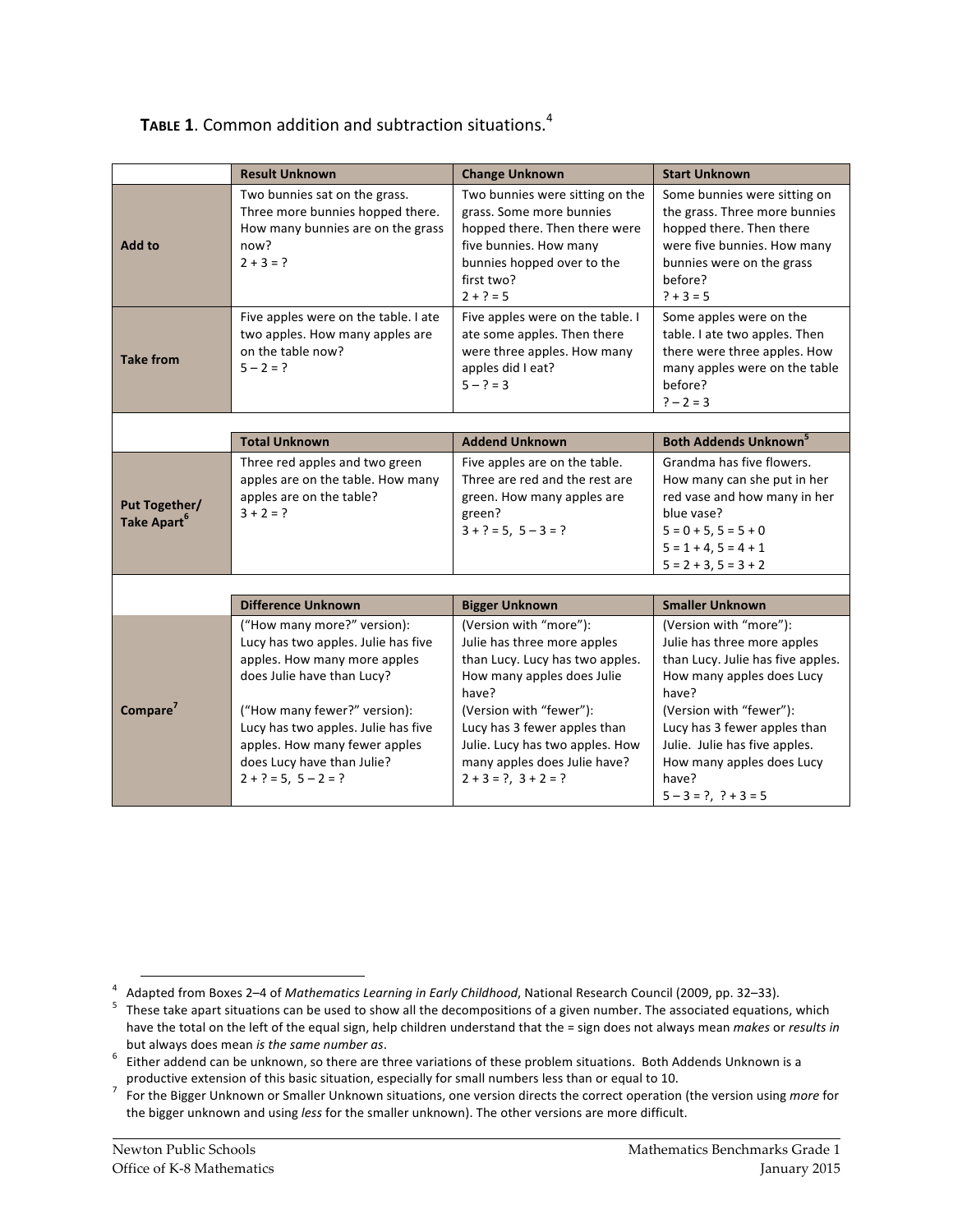**TABLE 1**. Common addition and subtraction situations.[4]

| | Result Unknown | Change Unknown | Start Unknown |
|---|---|---|---|
| **Add to** | Two bunnies sat on the grass. Three more bunnies hopped there. How many bunnies are on the grass now? $2 + 3 = ?$ | Two bunnies were sitting on the grass. Some more bunnies hopped there. Then there were five bunnies. How many bunnies hopped over to the first two? $2 + ? = 5$ | Some bunnies were sitting on the grass. Three more bunnies hopped there. Then there were five bunnies. How many bunnies were on the grass before? $? + 3 = 5$ |
| **Take from** | Five apples were on the table. I ate two apples. How many apples are on the table now? $5 – 2 = ?$ | Five apples were on the table. I ate some apples. Then there were three apples. How many apples did I eat? $5 – ? = 3$ | Some apples were on the table. I ate two apples. Then there were three apples. How many apples were on the table before? $? – 2 = 3$ |
| | **Total Unknown** | **Addend Unknown** | **Both Addends Unknown**[5] |
| **Put Together/ Take Apart**[6] | Three red apples and two green apples are on the table. How many apples are on the table? $3 + 2 = ?$ | Five apples are on the table. Three are red and the rest are green. How many apples are green? $3 + ? = 5$, $5 – 3 = ?$ | Grandma has five flowers. How many can she put in her red vase and how many in her blue vase? $5 = 0 + 5$, $5 = 5 + 0$ $5 = 1 + 4$, $5 = 4 + 1$ $5 = 2 + 3$, $5 = 3 + 2$ |
| | **Difference Unknown** | **Bigger Unknown** | **Smaller Unknown** |
| **Compare**[7] | ("How many more?" version): Lucy has two apples. Julie has five apples. How many more apples does Julie have than Lucy? ("How many fewer?" version): Lucy has two apples. Julie has five apples. How many fewer apples does Lucy have than Julie? $2 + ? = 5$, $5 – 2 = ?$ | (Version with "more"): Julie has three more apples than Lucy. Lucy has two apples. How many apples does Julie have? (Version with "fewer"): Lucy has 3 fewer apples than Julie. Lucy has two apples. How many apples does Julie have? $2 + 3 = ?$, $3 + 2 = ?$ | (Version with "more"): Julie has three more apples than Lucy. Julie has five apples. How many apples does Lucy have? (Version with "fewer"): Lucy has 3 fewer apples than Julie. Julie has five apples. How many apples does Lucy have? $5 – 3 = ?$, $? + 3 = 5$ |

[4] Adapted from Boxes 2–4 of *Mathematics Learning in Early Childhood*, National Research Council (2009, pp. 32–33).

[5] These take apart situations can be used to show all the decompositions of a given number. The associated equations, which have the total on the left of the equal sign, help children understand that the = sign does not always mean *makes* or *results in* but always does mean *is the same number as*.

[6] Either addend can be unknown, so there are three variations of these problem situations. Both Addends Unknown is a productive extension of this basic situation, especially for small numbers less than or equal to 10.

[7] For the Bigger Unknown or Smaller Unknown situations, one version directs the correct operation (the version using *more* for the bigger unknown and using *less* for the smaller unknown). The other versions are more difficult.